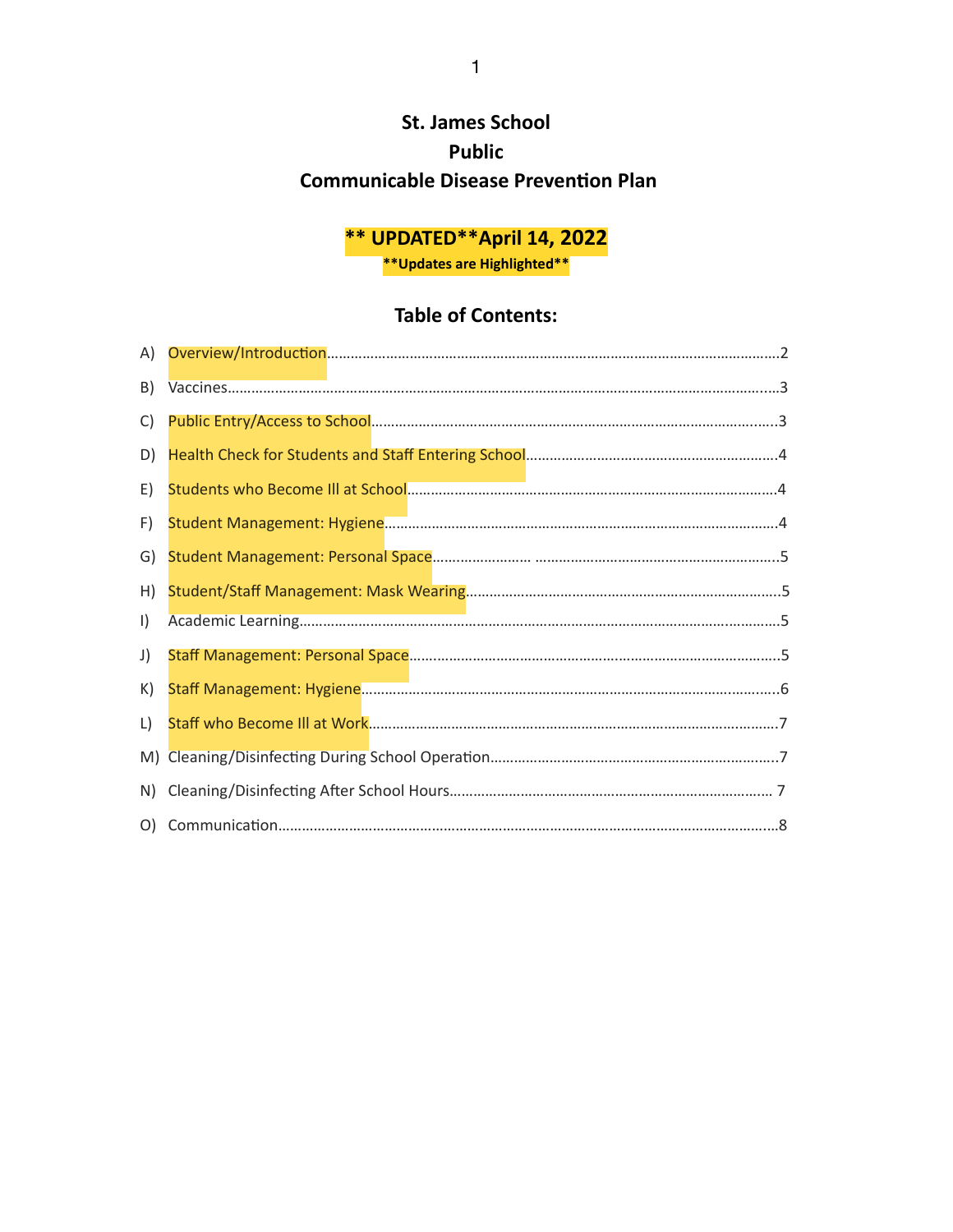# St. James School
# Public
# Communicable Disease Prevention Plan

## ** UPDATED**April 14, 2022

**Updates are Highlighted**

## Table of Contents:

A) Overview/Introduction……2

B) Vaccines……3

C) Public Entry/Access to School……3

D) Health Check for Students and Staff Entering School……4

E) Students who Become Ill at School……4

F) Student Management: Hygiene……4

G) Student Management: Personal Space……5

H) Student/Staff Management: Mask Wearing……5

I) Academic Learning……5

J) Staff Management: Personal Space……5

K) Staff Management: Hygiene……6

L) Staff who Become Ill at Work……7

M) Cleaning/Disinfecting During School Operation……7

N) Cleaning/Disinfecting After School Hours……7

O) Communication……8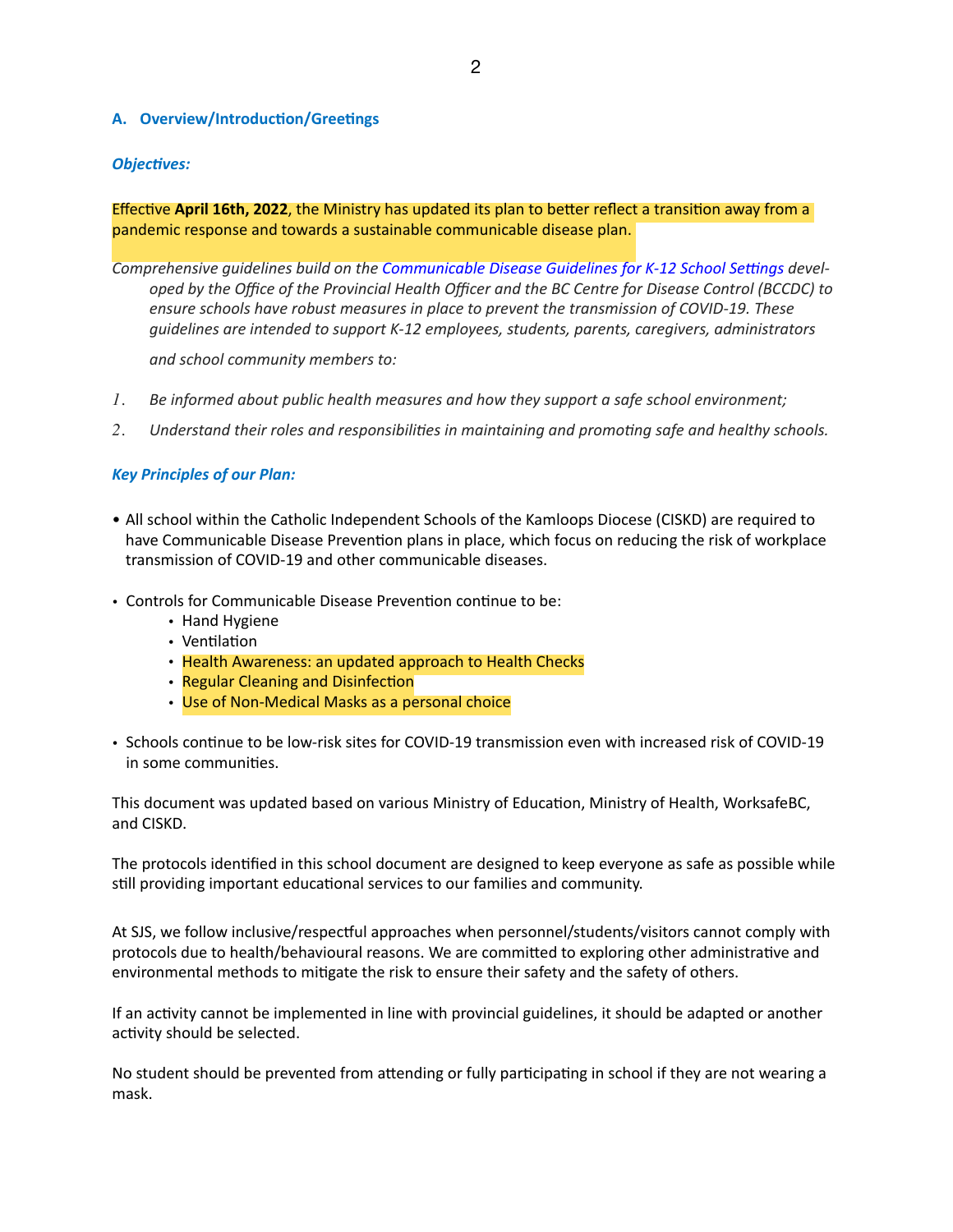### A. Overview/Introduction/Greetings

***Objectives:***

Effective **April 16th, 2022**, the Ministry has updated its plan to better reflect a transition away from a pandemic response and towards a sustainable communicable disease plan.

*Comprehensive guidelines build on the Communicable Disease Guidelines for K-12 School Settings developed by the Office of the Provincial Health Officer and the BC Centre for Disease Control (BCCDC) to ensure schools have robust measures in place to prevent the transmission of COVID-19. These guidelines are intended to support K-12 employees, students, parents, caregivers, administrators and school community members to:*

1. *Be informed about public health measures and how they support a safe school environment;*
2. *Understand their roles and responsibilities in maintaining and promoting safe and healthy schools.*

***Key Principles of our Plan:***

- All school within the Catholic Independent Schools of the Kamloops Diocese (CISKD) are required to have Communicable Disease Prevention plans in place, which focus on reducing the risk of workplace transmission of COVID-19 and other communicable diseases.
- Controls for Communicable Disease Prevention continue to be:
  - Hand Hygiene
  - Ventilation
  - Health Awareness: an updated approach to Health Checks
  - Regular Cleaning and Disinfection
  - Use of Non-Medical Masks as a personal choice
- Schools continue to be low-risk sites for COVID-19 transmission even with increased risk of COVID-19 in some communities.

This document was updated based on various Ministry of Education, Ministry of Health, WorksafeBC, and CISKD.

The protocols identified in this school document are designed to keep everyone as safe as possible while still providing important educational services to our families and community.

At SJS, we follow inclusive/respectful approaches when personnel/students/visitors cannot comply with protocols due to health/behavioural reasons. We are committed to exploring other administrative and environmental methods to mitigate the risk to ensure their safety and the safety of others.

If an activity cannot be implemented in line with provincial guidelines, it should be adapted or another activity should be selected.

No student should be prevented from attending or fully participating in school if they are not wearing a mask.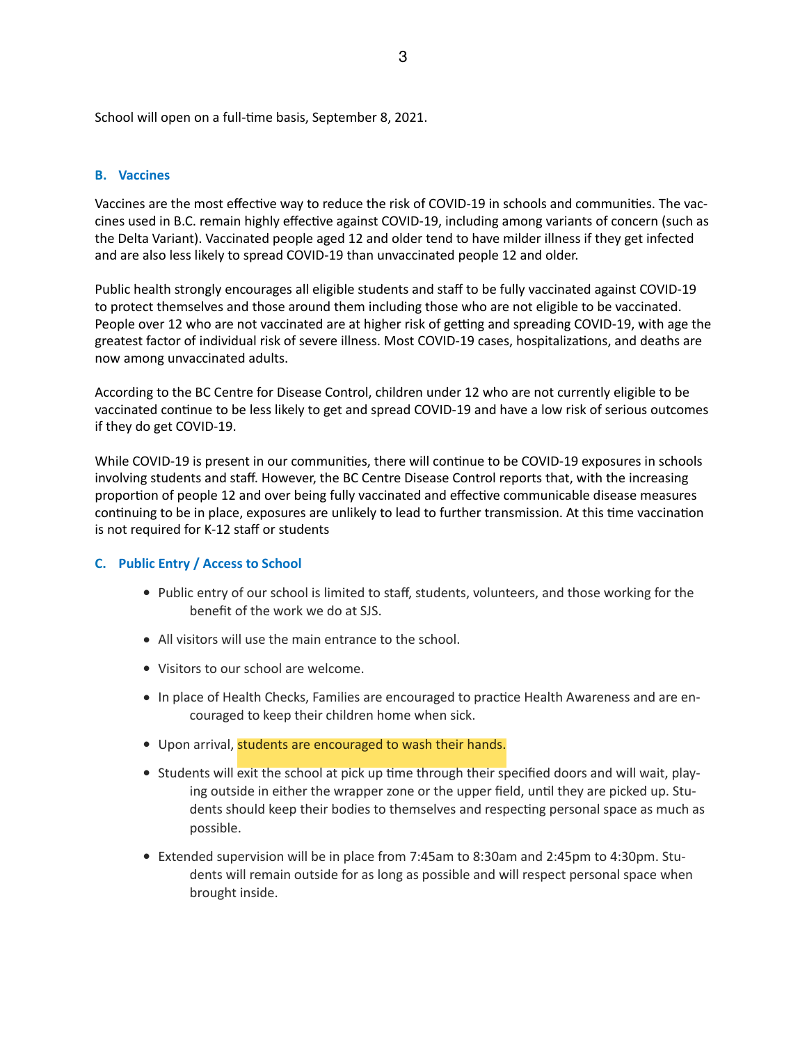School will open on a full-time basis, September 8, 2021.

### B. Vaccines

Vaccines are the most effective way to reduce the risk of COVID-19 in schools and communities. The vaccines used in B.C. remain highly effective against COVID-19, including among variants of concern (such as the Delta Variant). Vaccinated people aged 12 and older tend to have milder illness if they get infected and are also less likely to spread COVID-19 than unvaccinated people 12 and older.

Public health strongly encourages all eligible students and staff to be fully vaccinated against COVID-19 to protect themselves and those around them including those who are not eligible to be vaccinated. People over 12 who are not vaccinated are at higher risk of getting and spreading COVID-19, with age the greatest factor of individual risk of severe illness. Most COVID-19 cases, hospitalizations, and deaths are now among unvaccinated adults.

According to the BC Centre for Disease Control, children under 12 who are not currently eligible to be vaccinated continue to be less likely to get and spread COVID-19 and have a low risk of serious outcomes if they do get COVID-19.

While COVID-19 is present in our communities, there will continue to be COVID-19 exposures in schools involving students and staff. However, the BC Centre Disease Control reports that, with the increasing proportion of people 12 and over being fully vaccinated and effective communicable disease measures continuing to be in place, exposures are unlikely to lead to further transmission. At this time vaccination is not required for K-12 staff or students

### C. Public Entry / Access to School

- Public entry of our school is limited to staff, students, volunteers, and those working for the benefit of the work we do at SJS.
- All visitors will use the main entrance to the school.
- Visitors to our school are welcome.
- In place of Health Checks, Families are encouraged to practice Health Awareness and are encouraged to keep their children home when sick.
- Upon arrival, students are encouraged to wash their hands.
- Students will exit the school at pick up time through their specified doors and will wait, playing outside in either the wrapper zone or the upper field, until they are picked up. Students should keep their bodies to themselves and respecting personal space as much as possible.
- Extended supervision will be in place from 7:45am to 8:30am and 2:45pm to 4:30pm. Students will remain outside for as long as possible and will respect personal space when brought inside.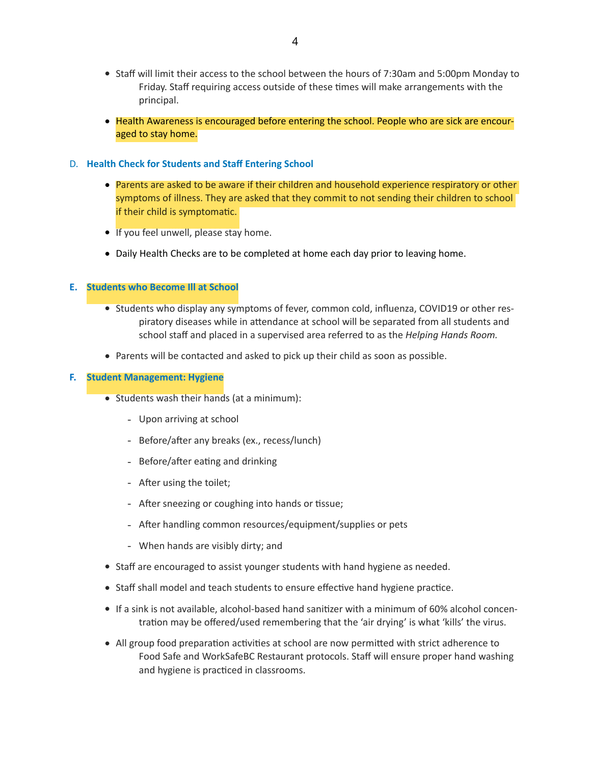- Staff will limit their access to the school between the hours of 7:30am and 5:00pm Monday to Friday. Staff requiring access outside of these times will make arrangements with the principal.
- Health Awareness is encouraged before entering the school. People who are sick are encouraged to stay home.

### D. Health Check for Students and Staff Entering School

- Parents are asked to be aware if their children and household experience respiratory or other symptoms of illness. They are asked that they commit to not sending their children to school if their child is symptomatic.
- If you feel unwell, please stay home.
- Daily Health Checks are to be completed at home each day prior to leaving home.

### E. Students who Become Ill at School

- Students who display any symptoms of fever, common cold, influenza, COVID19 or other respiratory diseases while in attendance at school will be separated from all students and school staff and placed in a supervised area referred to as the *Helping Hands Room.*
- Parents will be contacted and asked to pick up their child as soon as possible.

### F. Student Management: Hygiene

- Students wash their hands (at a minimum):
  - Upon arriving at school
  - Before/after any breaks (ex., recess/lunch)
  - Before/after eating and drinking
  - After using the toilet;
  - After sneezing or coughing into hands or tissue;
  - After handling common resources/equipment/supplies or pets
  - When hands are visibly dirty; and
- Staff are encouraged to assist younger students with hand hygiene as needed.
- Staff shall model and teach students to ensure effective hand hygiene practice.
- If a sink is not available, alcohol-based hand sanitizer with a minimum of 60% alcohol concentration may be offered/used remembering that the 'air drying' is what 'kills' the virus.
- All group food preparation activities at school are now permitted with strict adherence to Food Safe and WorkSafeBC Restaurant protocols. Staff will ensure proper hand washing and hygiene is practiced in classrooms.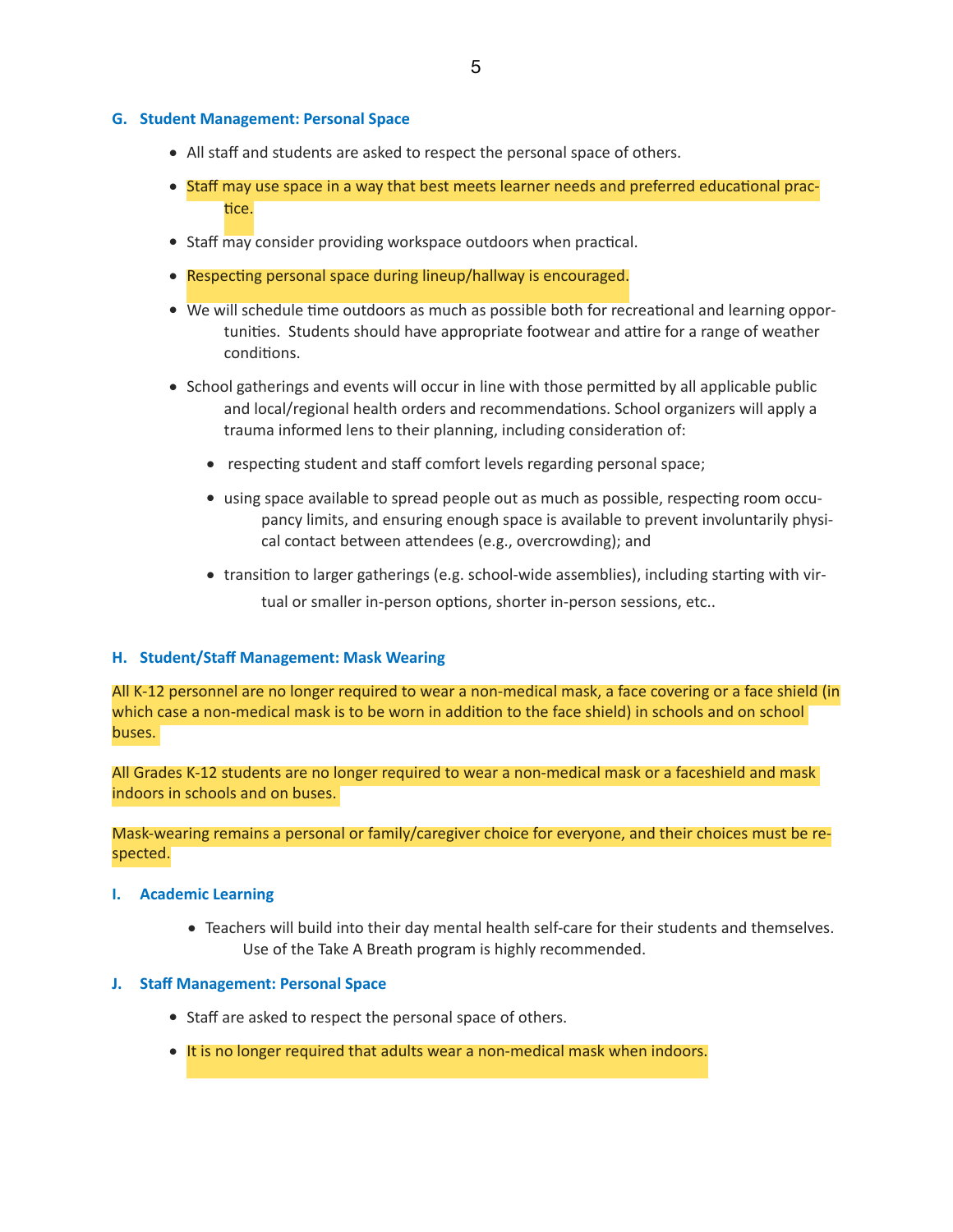### G. Student Management: Personal Space

- All staff and students are asked to respect the personal space of others.
- Staff may use space in a way that best meets learner needs and preferred educational practice.
- Staff may consider providing workspace outdoors when practical.
- Respecting personal space during lineup/hallway is encouraged.
- We will schedule time outdoors as much as possible both for recreational and learning opportunities. Students should have appropriate footwear and attire for a range of weather conditions.
- School gatherings and events will occur in line with those permitted by all applicable public and local/regional health orders and recommendations. School organizers will apply a trauma informed lens to their planning, including consideration of:
  - respecting student and staff comfort levels regarding personal space;
  - using space available to spread people out as much as possible, respecting room occupancy limits, and ensuring enough space is available to prevent involuntarily physical contact between attendees (e.g., overcrowding); and
  - transition to larger gatherings (e.g. school-wide assemblies), including starting with virtual or smaller in-person options, shorter in-person sessions, etc..

### H. Student/Staff Management: Mask Wearing

All K-12 personnel are no longer required to wear a non-medical mask, a face covering or a face shield (in which case a non-medical mask is to be worn in addition to the face shield) in schools and on school buses.

All Grades K-12 students are no longer required to wear a non-medical mask or a faceshield and mask indoors in schools and on buses.

Mask-wearing remains a personal or family/caregiver choice for everyone, and their choices must be respected.

### I. Academic Learning

- Teachers will build into their day mental health self-care for their students and themselves. Use of the Take A Breath program is highly recommended.

### J. Staff Management: Personal Space

- Staff are asked to respect the personal space of others.
- It is no longer required that adults wear a non-medical mask when indoors.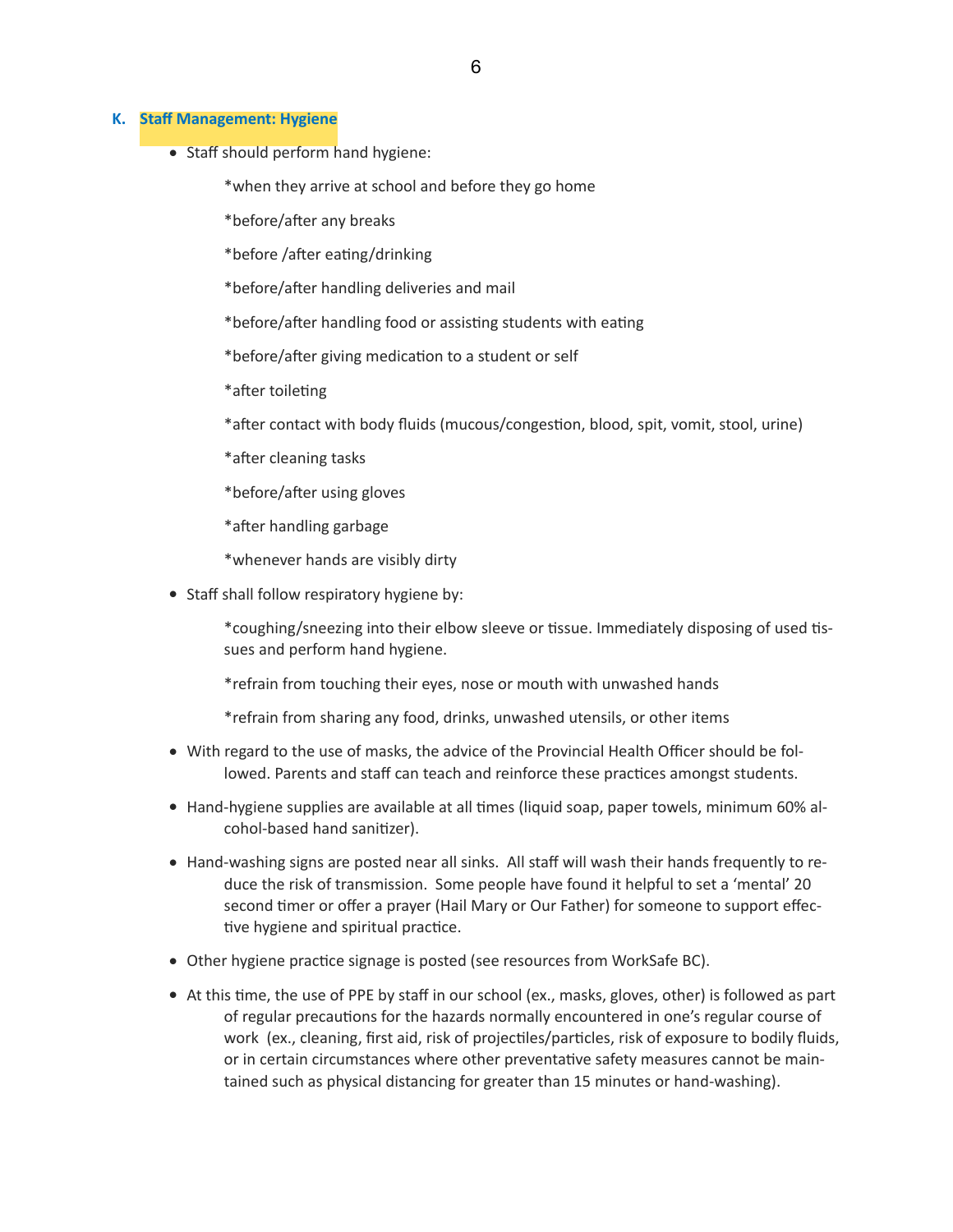### K. Staff Management: Hygiene

- Staff should perform hand hygiene:

  *when they arrive at school and before they go home

  *before/after any breaks

  *before /after eating/drinking

  *before/after handling deliveries and mail

  *before/after handling food or assisting students with eating

  *before/after giving medication to a student or self

  *after toileting

  *after contact with body fluids (mucous/congestion, blood, spit, vomit, stool, urine)

  *after cleaning tasks

  *before/after using gloves

  *after handling garbage

  *whenever hands are visibly dirty

- Staff shall follow respiratory hygiene by:

  *coughing/sneezing into their elbow sleeve or tissue. Immediately disposing of used tissues and perform hand hygiene.

  *refrain from touching their eyes, nose or mouth with unwashed hands

  *refrain from sharing any food, drinks, unwashed utensils, or other items

- With regard to the use of masks, the advice of the Provincial Health Officer should be followed. Parents and staff can teach and reinforce these practices amongst students.
- Hand-hygiene supplies are available at all times (liquid soap, paper towels, minimum 60% alcohol-based hand sanitizer).
- Hand-washing signs are posted near all sinks. All staff will wash their hands frequently to reduce the risk of transmission. Some people have found it helpful to set a 'mental' 20 second timer or offer a prayer (Hail Mary or Our Father) for someone to support effective hygiene and spiritual practice.
- Other hygiene practice signage is posted (see resources from WorkSafe BC).
- At this time, the use of PPE by staff in our school (ex., masks, gloves, other) is followed as part of regular precautions for the hazards normally encountered in one's regular course of work (ex., cleaning, first aid, risk of projectiles/particles, risk of exposure to bodily fluids, or in certain circumstances where other preventative safety measures cannot be maintained such as physical distancing for greater than 15 minutes or hand-washing).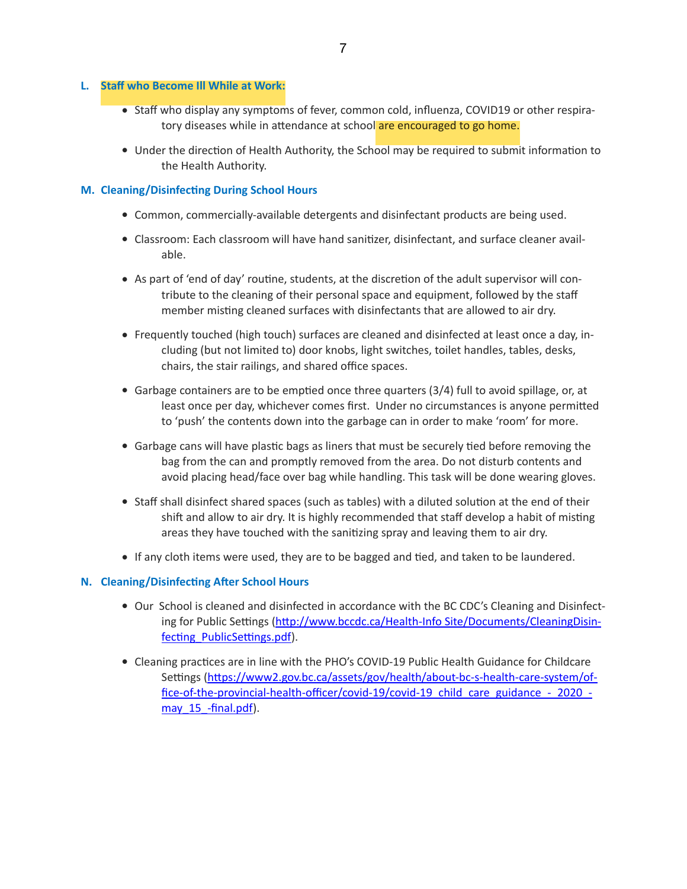### L. Staff who Become Ill While at Work:

- Staff who display any symptoms of fever, common cold, influenza, COVID19 or other respiratory diseases while in attendance at school are encouraged to go home.
- Under the direction of Health Authority, the School may be required to submit information to the Health Authority.

### M. Cleaning/Disinfecting During School Hours

- Common, commercially-available detergents and disinfectant products are being used.
- Classroom: Each classroom will have hand sanitizer, disinfectant, and surface cleaner available.
- As part of 'end of day' routine, students, at the discretion of the adult supervisor will contribute to the cleaning of their personal space and equipment, followed by the staff member misting cleaned surfaces with disinfectants that are allowed to air dry.
- Frequently touched (high touch) surfaces are cleaned and disinfected at least once a day, including (but not limited to) door knobs, light switches, toilet handles, tables, desks, chairs, the stair railings, and shared office spaces.
- Garbage containers are to be emptied once three quarters (3/4) full to avoid spillage, or, at least once per day, whichever comes first. Under no circumstances is anyone permitted to 'push' the contents down into the garbage can in order to make 'room' for more.
- Garbage cans will have plastic bags as liners that must be securely tied before removing the bag from the can and promptly removed from the area. Do not disturb contents and avoid placing head/face over bag while handling. This task will be done wearing gloves.
- Staff shall disinfect shared spaces (such as tables) with a diluted solution at the end of their shift and allow to air dry. It is highly recommended that staff develop a habit of misting areas they have touched with the sanitizing spray and leaving them to air dry.
- If any cloth items were used, they are to be bagged and tied, and taken to be laundered.

### N. Cleaning/Disinfecting After School Hours

- Our School is cleaned and disinfected in accordance with the BC CDC's Cleaning and Disinfecting for Public Settings (http://www.bccdc.ca/Health-Info Site/Documents/CleaningDisinfecting_PublicSettings.pdf).
- Cleaning practices are in line with the PHO's COVID-19 Public Health Guidance for Childcare Settings (https://www2.gov.bc.ca/assets/gov/health/about-bc-s-health-care-system/office-of-the-provincial-health-officer/covid-19/covid-19_child_care_guidance_-_2020_-may_15_-final.pdf).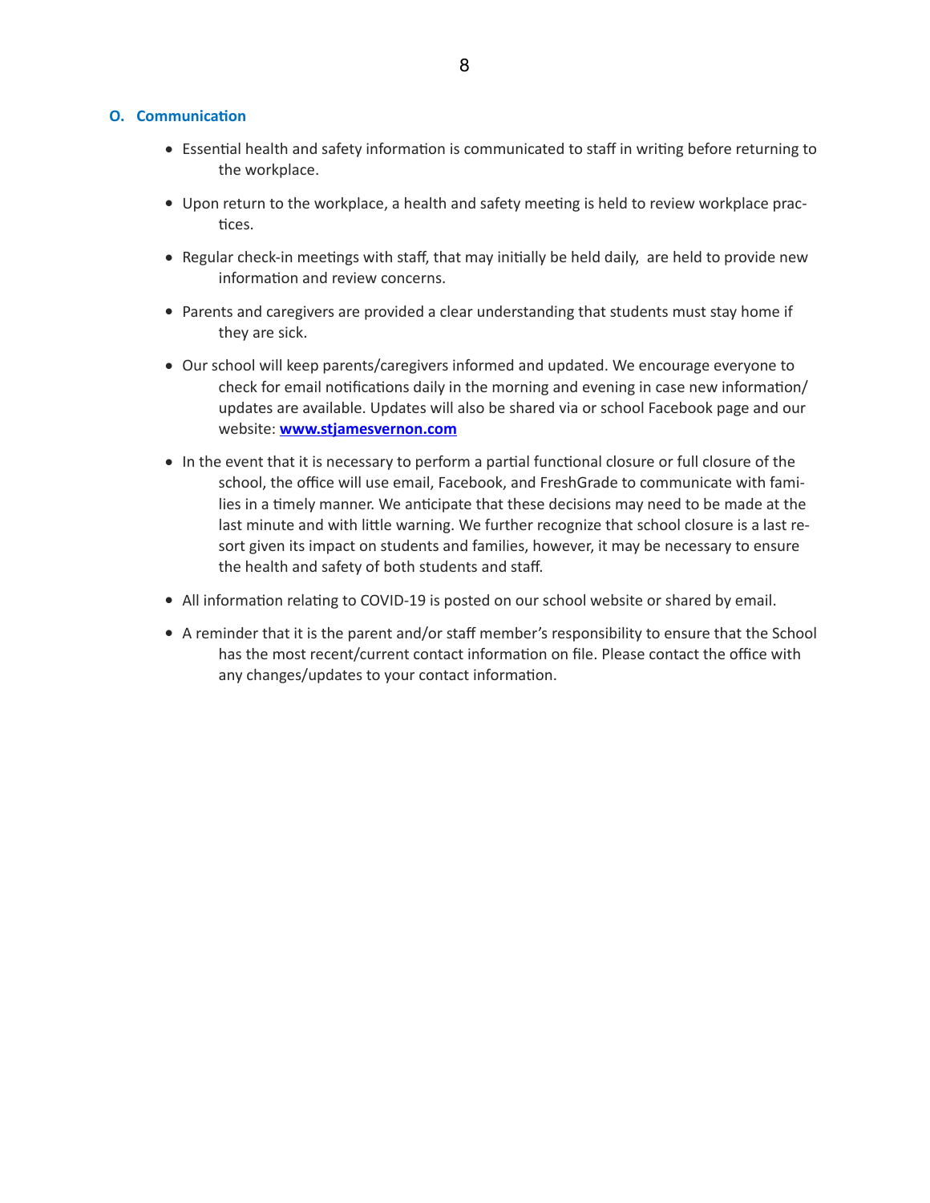### O. Communication

- Essential health and safety information is communicated to staff in writing before returning to the workplace.
- Upon return to the workplace, a health and safety meeting is held to review workplace practices.
- Regular check-in meetings with staff, that may initially be held daily, are held to provide new information and review concerns.
- Parents and caregivers are provided a clear understanding that students must stay home if they are sick.
- Our school will keep parents/caregivers informed and updated. We encourage everyone to check for email notifications daily in the morning and evening in case new information/updates are available. Updates will also be shared via or school Facebook page and our website: **[www.stjamesvernon.com](http://www.stjamesvernon.com)**
- In the event that it is necessary to perform a partial functional closure or full closure of the school, the office will use email, Facebook, and FreshGrade to communicate with families in a timely manner. We anticipate that these decisions may need to be made at the last minute and with little warning. We further recognize that school closure is a last resort given its impact on students and families, however, it may be necessary to ensure the health and safety of both students and staff.
- All information relating to COVID-19 is posted on our school website or shared by email.
- A reminder that it is the parent and/or staff member's responsibility to ensure that the School has the most recent/current contact information on file. Please contact the office with any changes/updates to your contact information.